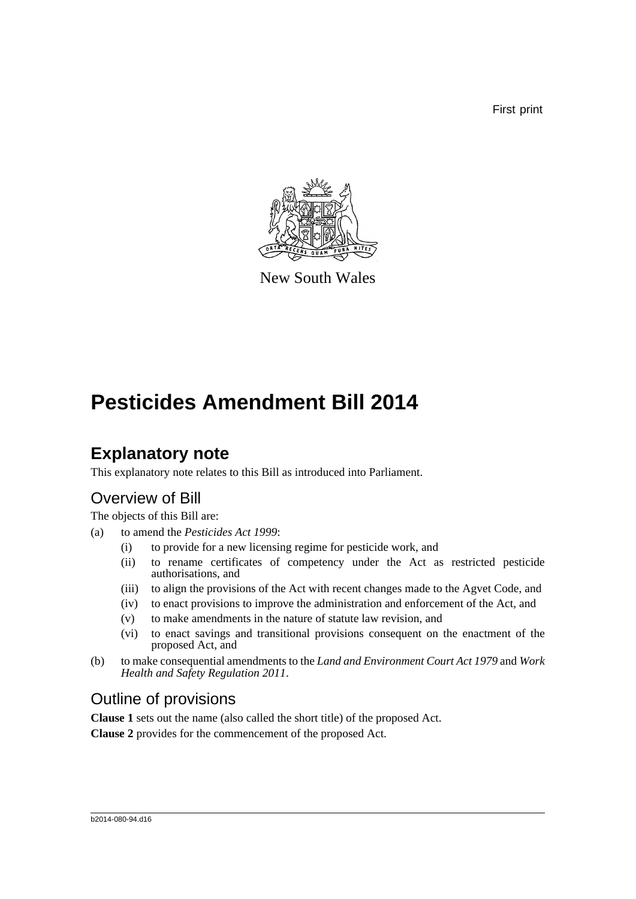First print

New South Wales

# Pesticides Amendment Bill 2014

## Explanatory note

This explanatory note relates to this Bill as introduced into Parliament.

### Overview of Bill

The objects of this Bill are:

(a) to amend the *Pesticides Act 1999*:

  (i) to provide for a new licensing regime for pesticide work, and

  (ii) to rename certificates of competency under the Act as restricted pesticide authorisations, and

  (iii) to align the provisions of the Act with recent changes made to the Agvet Code, and

  (iv) to enact provisions to improve the administration and enforcement of the Act, and

  (v) to make amendments in the nature of statute law revision, and

  (vi) to enact savings and transitional provisions consequent on the enactment of the proposed Act, and

(b) to make consequential amendments to the *Land and Environment Court Act 1979* and *Work Health and Safety Regulation 2011*.

### Outline of provisions

**Clause 1** sets out the name (also called the short title) of the proposed Act.

**Clause 2** provides for the commencement of the proposed Act.

b2014-080-94.d16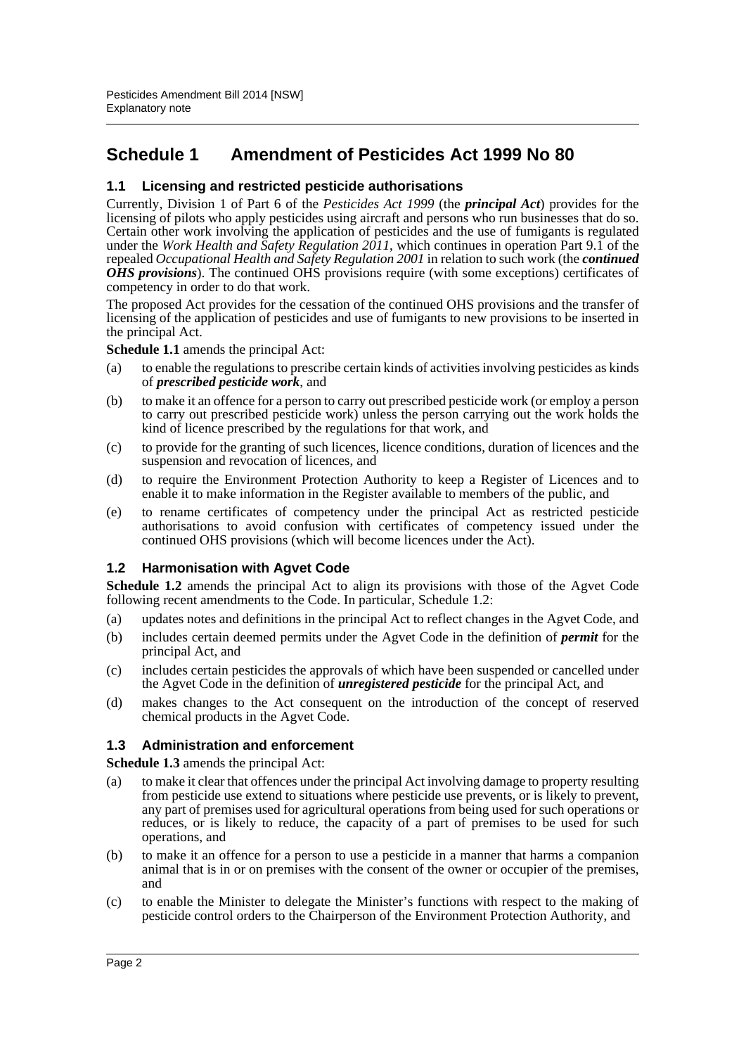## Schedule 1 Amendment of Pesticides Act 1999 No 80

### 1.1 Licensing and restricted pesticide authorisations

Currently, Division 1 of Part 6 of the *Pesticides Act 1999* (the ***principal Act***) provides for the licensing of pilots who apply pesticides using aircraft and persons who run businesses that do so. Certain other work involving the application of pesticides and the use of fumigants is regulated under the *Work Health and Safety Regulation 2011*, which continues in operation Part 9.1 of the repealed *Occupational Health and Safety Regulation 2001* in relation to such work (the ***continued OHS provisions***). The continued OHS provisions require (with some exceptions) certificates of competency in order to do that work.

The proposed Act provides for the cessation of the continued OHS provisions and the transfer of licensing of the application of pesticides and use of fumigants to new provisions to be inserted in the principal Act.

**Schedule 1.1** amends the principal Act:

(a) to enable the regulations to prescribe certain kinds of activities involving pesticides as kinds of ***prescribed pesticide work***, and

(b) to make it an offence for a person to carry out prescribed pesticide work (or employ a person to carry out prescribed pesticide work) unless the person carrying out the work holds the kind of licence prescribed by the regulations for that work, and

(c) to provide for the granting of such licences, licence conditions, duration of licences and the suspension and revocation of licences, and

(d) to require the Environment Protection Authority to keep a Register of Licences and to enable it to make information in the Register available to members of the public, and

(e) to rename certificates of competency under the principal Act as restricted pesticide authorisations to avoid confusion with certificates of competency issued under the continued OHS provisions (which will become licences under the Act).

### 1.2 Harmonisation with Agvet Code

**Schedule 1.2** amends the principal Act to align its provisions with those of the Agvet Code following recent amendments to the Code. In particular, Schedule 1.2:

(a) updates notes and definitions in the principal Act to reflect changes in the Agvet Code, and

(b) includes certain deemed permits under the Agvet Code in the definition of ***permit*** for the principal Act, and

(c) includes certain pesticides the approvals of which have been suspended or cancelled under the Agvet Code in the definition of ***unregistered pesticide*** for the principal Act, and

(d) makes changes to the Act consequent on the introduction of the concept of reserved chemical products in the Agvet Code.

### 1.3 Administration and enforcement

**Schedule 1.3** amends the principal Act:

(a) to make it clear that offences under the principal Act involving damage to property resulting from pesticide use extend to situations where pesticide use prevents, or is likely to prevent, any part of premises used for agricultural operations from being used for such operations or reduces, or is likely to reduce, the capacity of a part of premises to be used for such operations, and

(b) to make it an offence for a person to use a pesticide in a manner that harms a companion animal that is in or on premises with the consent of the owner or occupier of the premises, and

(c) to enable the Minister to delegate the Minister's functions with respect to the making of pesticide control orders to the Chairperson of the Environment Protection Authority, and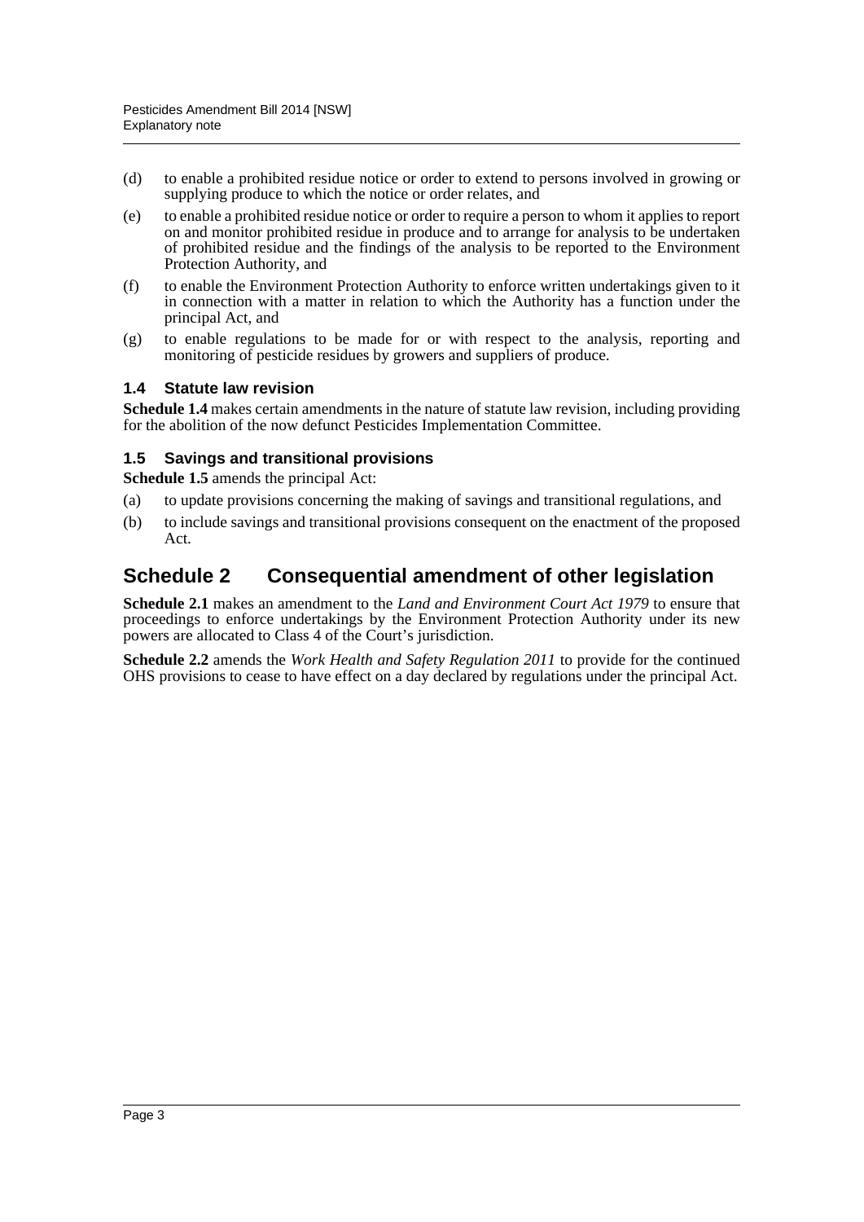(d) to enable a prohibited residue notice or order to extend to persons involved in growing or supplying produce to which the notice or order relates, and

(e) to enable a prohibited residue notice or order to require a person to whom it applies to report on and monitor prohibited residue in produce and to arrange for analysis to be undertaken of prohibited residue and the findings of the analysis to be reported to the Environment Protection Authority, and

(f) to enable the Environment Protection Authority to enforce written undertakings given to it in connection with a matter in relation to which the Authority has a function under the principal Act, and

(g) to enable regulations to be made for or with respect to the analysis, reporting and monitoring of pesticide residues by growers and suppliers of produce.

### 1.4 Statute law revision

**Schedule 1.4** makes certain amendments in the nature of statute law revision, including providing for the abolition of the now defunct Pesticides Implementation Committee.

### 1.5 Savings and transitional provisions

**Schedule 1.5** amends the principal Act:

(a) to update provisions concerning the making of savings and transitional regulations, and

(b) to include savings and transitional provisions consequent on the enactment of the proposed Act.

## Schedule 2 Consequential amendment of other legislation

**Schedule 2.1** makes an amendment to the *Land and Environment Court Act 1979* to ensure that proceedings to enforce undertakings by the Environment Protection Authority under its new powers are allocated to Class 4 of the Court's jurisdiction.

**Schedule 2.2** amends the *Work Health and Safety Regulation 2011* to provide for the continued OHS provisions to cease to have effect on a day declared by regulations under the principal Act.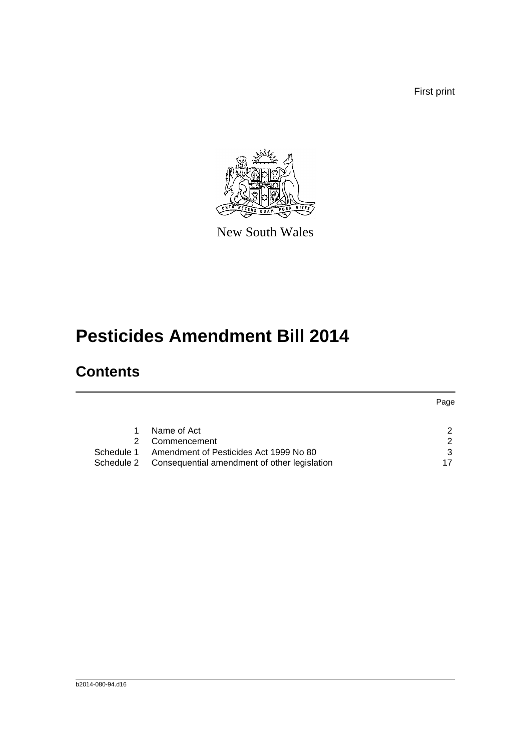First print

New South Wales

# Pesticides Amendment Bill 2014

## Contents

| | | Page |
|---|---|---|
| 1 | Name of Act | 2 |
| 2 | Commencement | 2 |
| Schedule 1 | Amendment of Pesticides Act 1999 No 80 | 3 |
| Schedule 2 | Consequential amendment of other legislation | 17 |

b2014-080-94.d16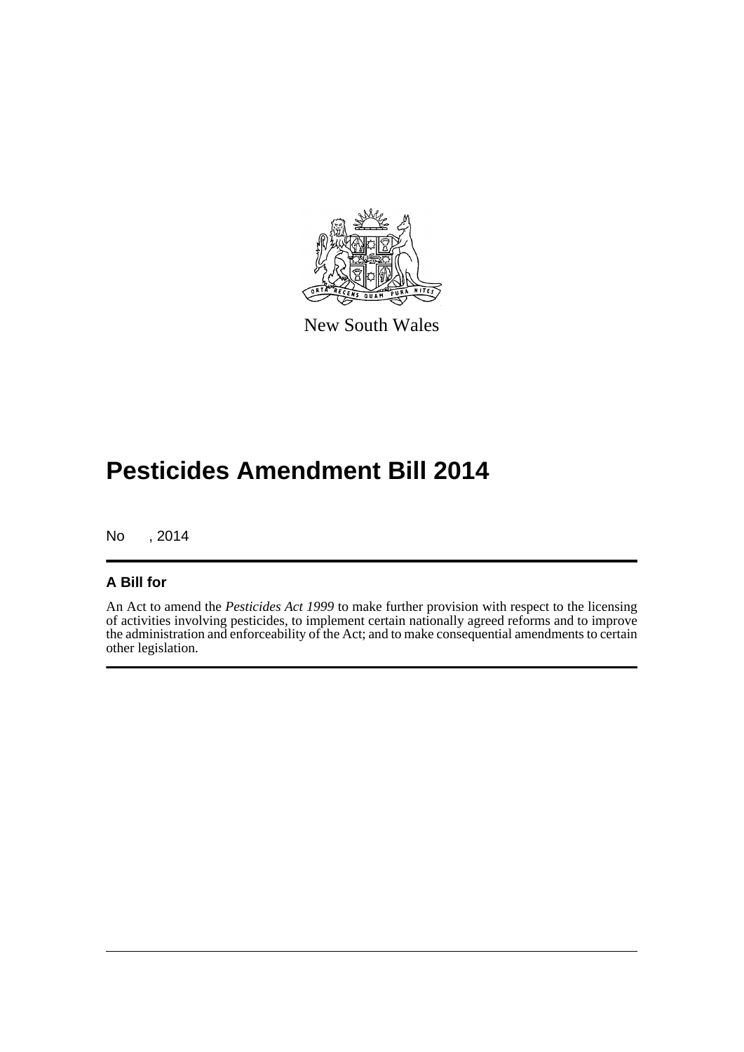New South Wales

# Pesticides Amendment Bill 2014

No , 2014

## A Bill for

An Act to amend the *Pesticides Act 1999* to make further provision with respect to the licensing of activities involving pesticides, to implement certain nationally agreed reforms and to improve the administration and enforceability of the Act; and to make consequential amendments to certain other legislation.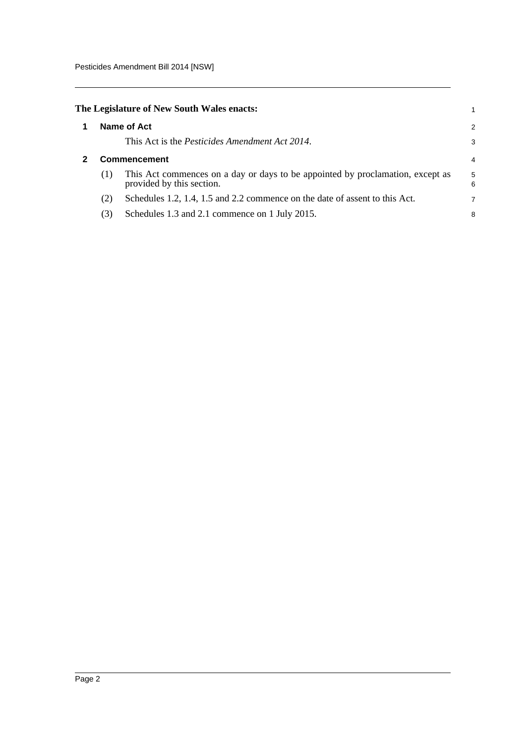**The Legislature of New South Wales enacts:**

## 1 Name of Act

This Act is the *Pesticides Amendment Act 2014*.

## 2 Commencement

(1) This Act commences on a day or days to be appointed by proclamation, except as provided by this section.

(2) Schedules 1.2, 1.4, 1.5 and 2.2 commence on the date of assent to this Act.

(3) Schedules 1.3 and 2.1 commence on 1 July 2015.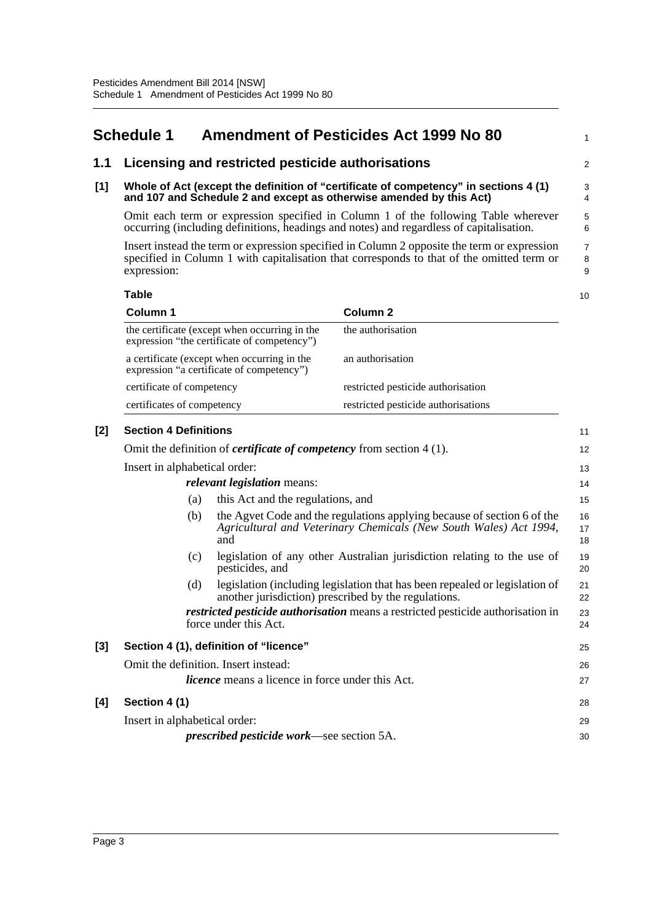# Schedule 1 Amendment of Pesticides Act 1999 No 80

## 1.1 Licensing and restricted pesticide authorisations

**[1] Whole of Act (except the definition of "certificate of competency" in sections 4 (1) and 107 and Schedule 2 and except as otherwise amended by this Act)**

Omit each term or expression specified in Column 1 of the following Table wherever occurring (including definitions, headings and notes) and regardless of capitalisation.

Insert instead the term or expression specified in Column 2 opposite the term or expression specified in Column 1 with capitalisation that corresponds to that of the omitted term or expression:

**Table**

| Column 1 | Column 2 |
|---|---|
| the certificate (except when occurring in the expression "the certificate of competency") | the authorisation |
| a certificate (except when occurring in the expression "a certificate of competency") | an authorisation |
| certificate of competency | restricted pesticide authorisation |
| certificates of competency | restricted pesticide authorisations |

**[2] Section 4 Definitions**

Omit the definition of ***certificate of competency*** from section 4 (1).

Insert in alphabetical order:

***relevant legislation*** means:

(a) this Act and the regulations, and

(b) the Agvet Code and the regulations applying because of section 6 of the *Agricultural and Veterinary Chemicals (New South Wales) Act 1994*, and

(c) legislation of any other Australian jurisdiction relating to the use of pesticides, and

(d) legislation (including legislation that has been repealed or legislation of another jurisdiction) prescribed by the regulations.

***restricted pesticide authorisation*** means a restricted pesticide authorisation in force under this Act.

**[3] Section 4 (1), definition of "licence"**

Omit the definition. Insert instead:

***licence*** means a licence in force under this Act.

**[4] Section 4 (1)**

Insert in alphabetical order:

***prescribed pesticide work***—see section 5A.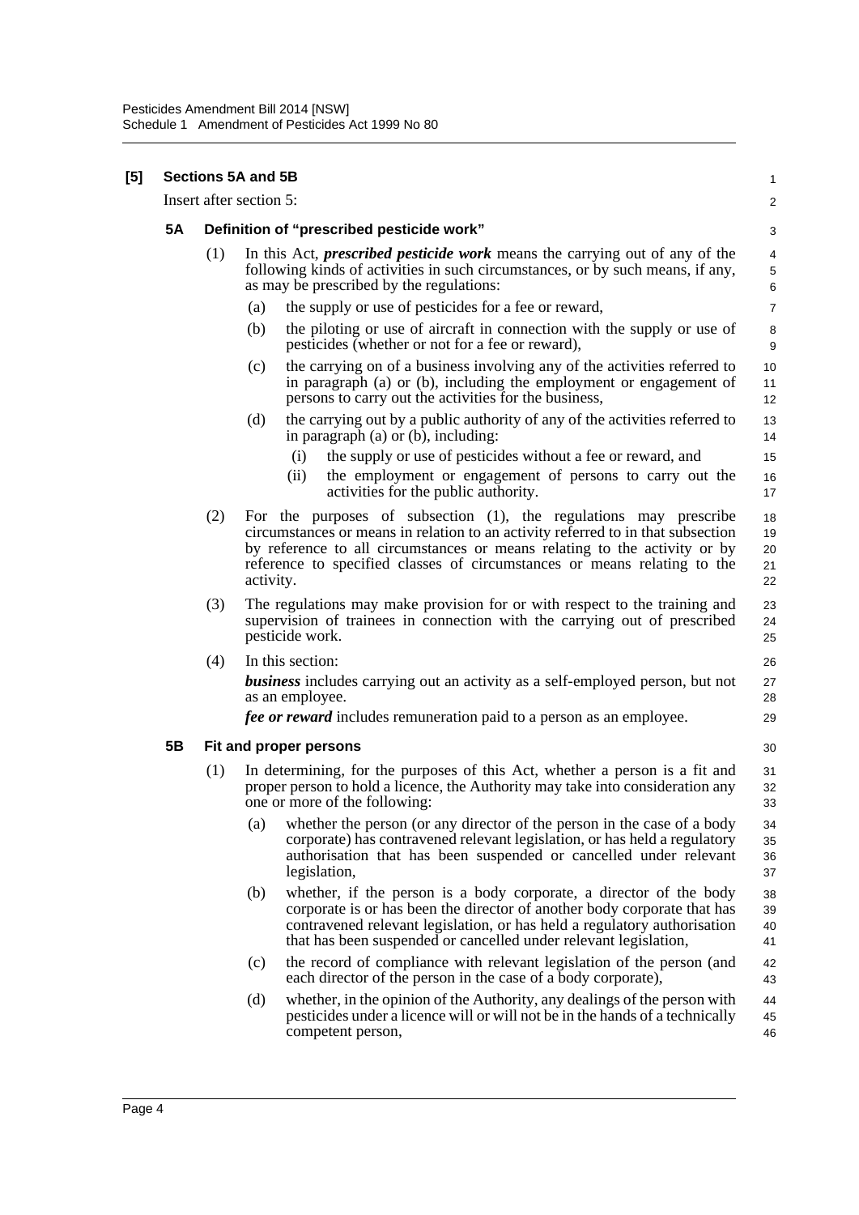## [5] Sections 5A and 5B

Insert after section 5:

### 5A Definition of "prescribed pesticide work"

(1) In this Act, ***prescribed pesticide work*** means the carrying out of any of the following kinds of activities in such circumstances, or by such means, if any, as may be prescribed by the regulations:

- (a) the supply or use of pesticides for a fee or reward,
- (b) the piloting or use of aircraft in connection with the supply or use of pesticides (whether or not for a fee or reward),
- (c) the carrying on of a business involving any of the activities referred to in paragraph (a) or (b), including the employment or engagement of persons to carry out the activities for the business,
- (d) the carrying out by a public authority of any of the activities referred to in paragraph (a) or (b), including:
  - (i) the supply or use of pesticides without a fee or reward, and
  - (ii) the employment or engagement of persons to carry out the activities for the public authority.

(2) For the purposes of subsection (1), the regulations may prescribe circumstances or means in relation to an activity referred to in that subsection by reference to all circumstances or means relating to the activity or by reference to specified classes of circumstances or means relating to the activity.

(3) The regulations may make provision for or with respect to the training and supervision of trainees in connection with the carrying out of prescribed pesticide work.

(4) In this section:

***business*** includes carrying out an activity as a self-employed person, but not as an employee.

***fee or reward*** includes remuneration paid to a person as an employee.

### 5B Fit and proper persons

(1) In determining, for the purposes of this Act, whether a person is a fit and proper person to hold a licence, the Authority may take into consideration any one or more of the following:

- (a) whether the person (or any director of the person in the case of a body corporate) has contravened relevant legislation, or has held a regulatory authorisation that has been suspended or cancelled under relevant legislation,
- (b) whether, if the person is a body corporate, a director of the body corporate is or has been the director of another body corporate that has contravened relevant legislation, or has held a regulatory authorisation that has been suspended or cancelled under relevant legislation,
- (c) the record of compliance with relevant legislation of the person (and each director of the person in the case of a body corporate),
- (d) whether, in the opinion of the Authority, any dealings of the person with pesticides under a licence will or will not be in the hands of a technically competent person,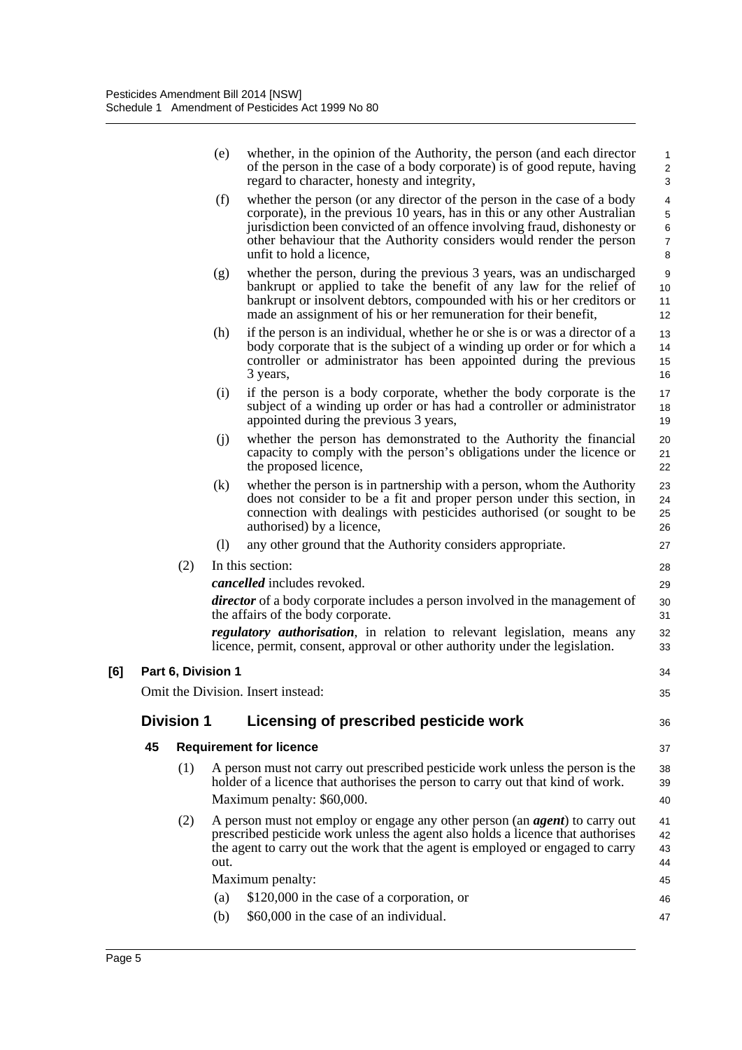(e) whether, in the opinion of the Authority, the person (and each director of the person in the case of a body corporate) is of good repute, having regard to character, honesty and integrity,

(f) whether the person (or any director of the person in the case of a body corporate), in the previous 10 years, has in this or any other Australian jurisdiction been convicted of an offence involving fraud, dishonesty or other behaviour that the Authority considers would render the person unfit to hold a licence,

(g) whether the person, during the previous 3 years, was an undischarged bankrupt or applied to take the benefit of any law for the relief of bankrupt or insolvent debtors, compounded with his or her creditors or made an assignment of his or her remuneration for their benefit,

(h) if the person is an individual, whether he or she is or was a director of a body corporate that is the subject of a winding up order or for which a controller or administrator has been appointed during the previous 3 years,

(i) if the person is a body corporate, whether the body corporate is the subject of a winding up order or has had a controller or administrator appointed during the previous 3 years,

(j) whether the person has demonstrated to the Authority the financial capacity to comply with the person's obligations under the licence or the proposed licence,

(k) whether the person is in partnership with a person, whom the Authority does not consider to be a fit and proper person under this section, in connection with dealings with pesticides authorised (or sought to be authorised) by a licence,

(l) any other ground that the Authority considers appropriate.

(2) In this section:

***cancelled*** includes revoked.

***director*** of a body corporate includes a person involved in the management of the affairs of the body corporate.

***regulatory authorisation***, in relation to relevant legislation, means any licence, permit, consent, approval or other authority under the legislation.

**[6] Part 6, Division 1**

Omit the Division. Insert instead:

## Division 1 Licensing of prescribed pesticide work

### 45 Requirement for licence

(1) A person must not carry out prescribed pesticide work unless the person is the holder of a licence that authorises the person to carry out that kind of work.

Maximum penalty: $60,000.

(2) A person must not employ or engage any other person (an ***agent***) to carry out prescribed pesticide work unless the agent also holds a licence that authorises the agent to carry out the work that the agent is employed or engaged to carry out.

Maximum penalty:

(a) $120,000 in the case of a corporation, or

(b) $60,000 in the case of an individual.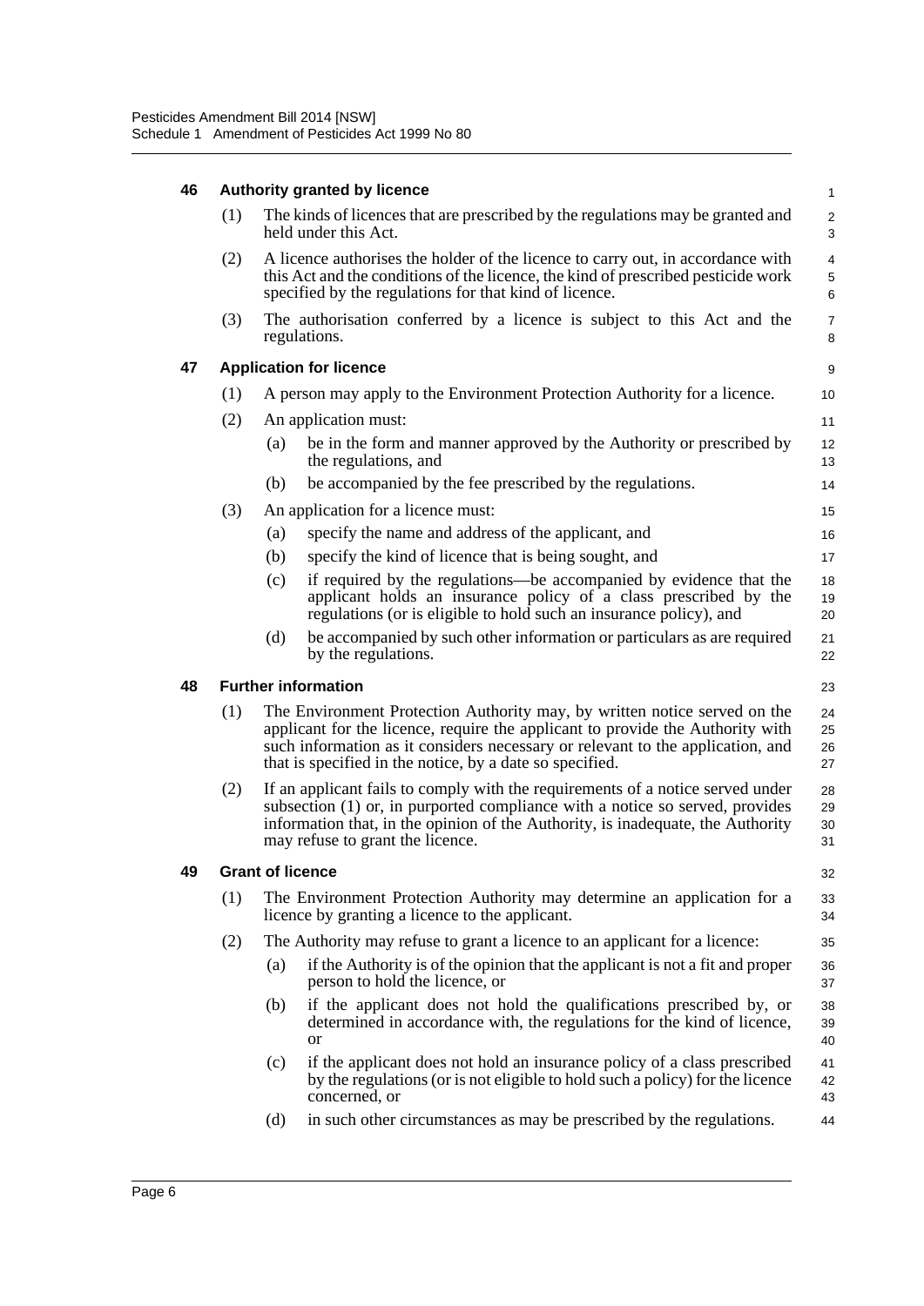### 46 Authority granted by licence

(1) The kinds of licences that are prescribed by the regulations may be granted and held under this Act.

(2) A licence authorises the holder of the licence to carry out, in accordance with this Act and the conditions of the licence, the kind of prescribed pesticide work specified by the regulations for that kind of licence.

(3) The authorisation conferred by a licence is subject to this Act and the regulations.

### 47 Application for licence

(1) A person may apply to the Environment Protection Authority for a licence.

(2) An application must:

- (a) be in the form and manner approved by the Authority or prescribed by the regulations, and
- (b) be accompanied by the fee prescribed by the regulations.

(3) An application for a licence must:

- (a) specify the name and address of the applicant, and
- (b) specify the kind of licence that is being sought, and
- (c) if required by the regulations—be accompanied by evidence that the applicant holds an insurance policy of a class prescribed by the regulations (or is eligible to hold such an insurance policy), and
- (d) be accompanied by such other information or particulars as are required by the regulations.

### 48 Further information

(1) The Environment Protection Authority may, by written notice served on the applicant for the licence, require the applicant to provide the Authority with such information as it considers necessary or relevant to the application, and that is specified in the notice, by a date so specified.

(2) If an applicant fails to comply with the requirements of a notice served under subsection (1) or, in purported compliance with a notice so served, provides information that, in the opinion of the Authority, is inadequate, the Authority may refuse to grant the licence.

### 49 Grant of licence

(1) The Environment Protection Authority may determine an application for a licence by granting a licence to the applicant.

(2) The Authority may refuse to grant a licence to an applicant for a licence:

- (a) if the Authority is of the opinion that the applicant is not a fit and proper person to hold the licence, or
- (b) if the applicant does not hold the qualifications prescribed by, or determined in accordance with, the regulations for the kind of licence, or
- (c) if the applicant does not hold an insurance policy of a class prescribed by the regulations (or is not eligible to hold such a policy) for the licence concerned, or
- (d) in such other circumstances as may be prescribed by the regulations.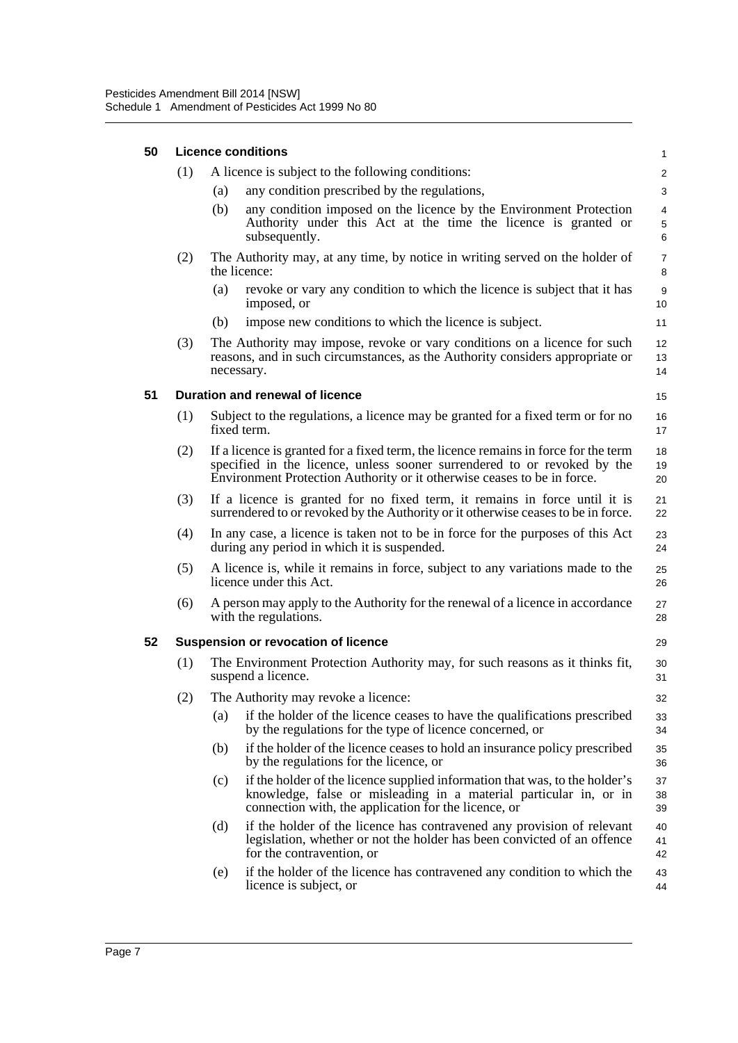### 50 Licence conditions

(1) A licence is subject to the following conditions:

(a) any condition prescribed by the regulations,

(b) any condition imposed on the licence by the Environment Protection Authority under this Act at the time the licence is granted or subsequently.

(2) The Authority may, at any time, by notice in writing served on the holder of the licence:

(a) revoke or vary any condition to which the licence is subject that it has imposed, or

(b) impose new conditions to which the licence is subject.

(3) The Authority may impose, revoke or vary conditions on a licence for such reasons, and in such circumstances, as the Authority considers appropriate or necessary.

### 51 Duration and renewal of licence

(1) Subject to the regulations, a licence may be granted for a fixed term or for no fixed term.

(2) If a licence is granted for a fixed term, the licence remains in force for the term specified in the licence, unless sooner surrendered to or revoked by the Environment Protection Authority or it otherwise ceases to be in force.

(3) If a licence is granted for no fixed term, it remains in force until it is surrendered to or revoked by the Authority or it otherwise ceases to be in force.

(4) In any case, a licence is taken not to be in force for the purposes of this Act during any period in which it is suspended.

(5) A licence is, while it remains in force, subject to any variations made to the licence under this Act.

(6) A person may apply to the Authority for the renewal of a licence in accordance with the regulations.

### 52 Suspension or revocation of licence

(1) The Environment Protection Authority may, for such reasons as it thinks fit, suspend a licence.

(2) The Authority may revoke a licence:

(a) if the holder of the licence ceases to have the qualifications prescribed by the regulations for the type of licence concerned, or

(b) if the holder of the licence ceases to hold an insurance policy prescribed by the regulations for the licence, or

(c) if the holder of the licence supplied information that was, to the holder's knowledge, false or misleading in a material particular in, or in connection with, the application for the licence, or

(d) if the holder of the licence has contravened any provision of relevant legislation, whether or not the holder has been convicted of an offence for the contravention, or

(e) if the holder of the licence has contravened any condition to which the licence is subject, or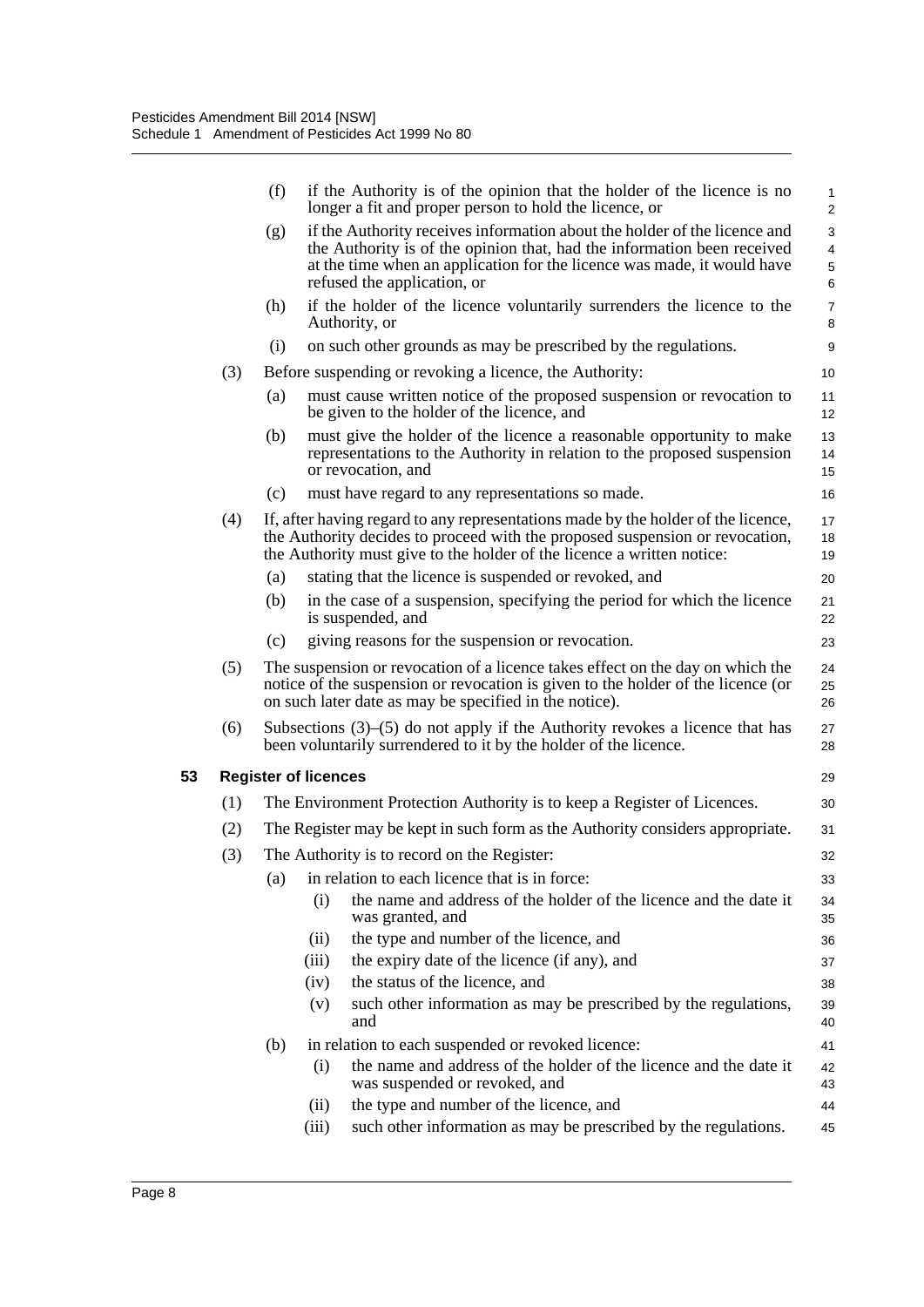(f) if the Authority is of the opinion that the holder of the licence is no longer a fit and proper person to hold the licence, or

(g) if the Authority receives information about the holder of the licence and the Authority is of the opinion that, had the information been received at the time when an application for the licence was made, it would have refused the application, or

(h) if the holder of the licence voluntarily surrenders the licence to the Authority, or

(i) on such other grounds as may be prescribed by the regulations.

(3) Before suspending or revoking a licence, the Authority:

(a) must cause written notice of the proposed suspension or revocation to be given to the holder of the licence, and

(b) must give the holder of the licence a reasonable opportunity to make representations to the Authority in relation to the proposed suspension or revocation, and

(c) must have regard to any representations so made.

(4) If, after having regard to any representations made by the holder of the licence, the Authority decides to proceed with the proposed suspension or revocation, the Authority must give to the holder of the licence a written notice:

(a) stating that the licence is suspended or revoked, and

(b) in the case of a suspension, specifying the period for which the licence is suspended, and

(c) giving reasons for the suspension or revocation.

(5) The suspension or revocation of a licence takes effect on the day on which the notice of the suspension or revocation is given to the holder of the licence (or on such later date as may be specified in the notice).

(6) Subsections (3)–(5) do not apply if the Authority revokes a licence that has been voluntarily surrendered to it by the holder of the licence.

### 53 Register of licences

(1) The Environment Protection Authority is to keep a Register of Licences.

(2) The Register may be kept in such form as the Authority considers appropriate.

(3) The Authority is to record on the Register:

(a) in relation to each licence that is in force:

(i) the name and address of the holder of the licence and the date it was granted, and

(ii) the type and number of the licence, and

(iii) the expiry date of the licence (if any), and

(iv) the status of the licence, and

(v) such other information as may be prescribed by the regulations, and

(b) in relation to each suspended or revoked licence:

(i) the name and address of the holder of the licence and the date it was suspended or revoked, and

(ii) the type and number of the licence, and

(iii) such other information as may be prescribed by the regulations.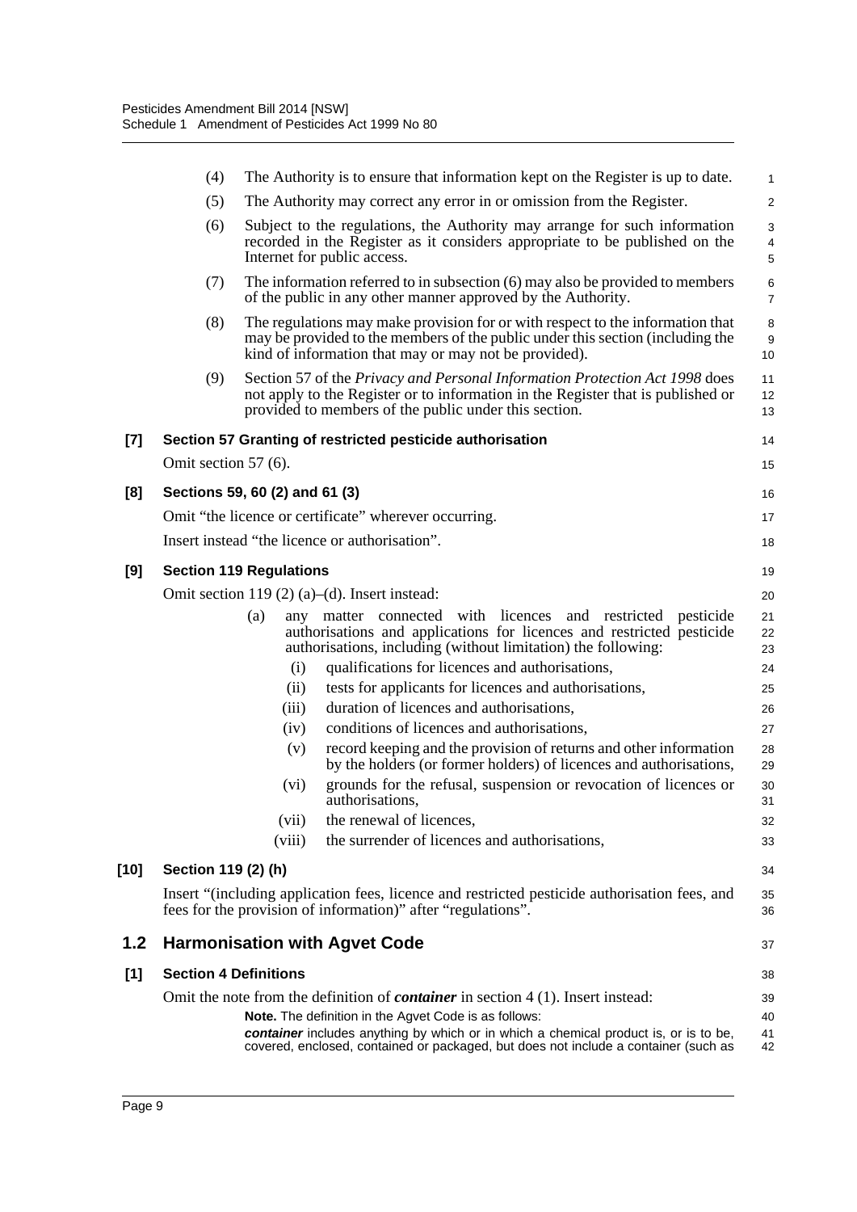(4) The Authority is to ensure that information kept on the Register is up to date.

(5) The Authority may correct any error in or omission from the Register.

(6) Subject to the regulations, the Authority may arrange for such information recorded in the Register as it considers appropriate to be published on the Internet for public access.

(7) The information referred to in subsection (6) may also be provided to members of the public in any other manner approved by the Authority.

(8) The regulations may make provision for or with respect to the information that may be provided to the members of the public under this section (including the kind of information that may or may not be provided).

(9) Section 57 of the *Privacy and Personal Information Protection Act 1998* does not apply to the Register or to information in the Register that is published or provided to members of the public under this section.

### [7] Section 57 Granting of restricted pesticide authorisation

Omit section 57 (6).

### [8] Sections 59, 60 (2) and 61 (3)

Omit "the licence or certificate" wherever occurring.

Insert instead "the licence or authorisation".

### [9] Section 119 Regulations

Omit section 119 (2) (a)–(d). Insert instead:

(a) any matter connected with licences and restricted pesticide authorisations and applications for licences and restricted pesticide authorisations, including (without limitation) the following:

(i) qualifications for licences and authorisations,

(ii) tests for applicants for licences and authorisations,

(iii) duration of licences and authorisations,

(iv) conditions of licences and authorisations,

(v) record keeping and the provision of returns and other information by the holders (or former holders) of licences and authorisations,

(vi) grounds for the refusal, suspension or revocation of licences or authorisations,

(vii) the renewal of licences,

(viii) the surrender of licences and authorisations,

### [10] Section 119 (2) (h)

Insert "(including application fees, licence and restricted pesticide authorisation fees, and fees for the provision of information)" after "regulations".

## 1.2 Harmonisation with Agvet Code

### [1] Section 4 Definitions

Omit the note from the definition of ***container*** in section 4 (1). Insert instead:

**Note.** The definition in the Agvet Code is as follows:

***container*** includes anything by which or in which a chemical product is, or is to be, covered, enclosed, contained or packaged, but does not include a container (such as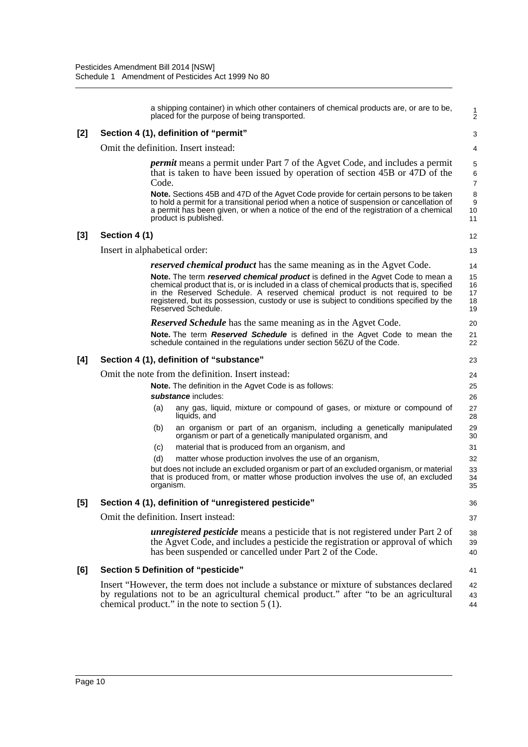a shipping container) in which other containers of chemical products are, or are to be, placed for the purpose of being transported.

**[2] Section 4 (1), definition of "permit"**

Omit the definition. Insert instead:

> ***permit*** means a permit under Part 7 of the Agvet Code, and includes a permit that is taken to have been issued by operation of section 45B or 47D of the Code.
>
> **Note.** Sections 45B and 47D of the Agvet Code provide for certain persons to be taken to hold a permit for a transitional period when a notice of suspension or cancellation of a permit has been given, or when a notice of the end of the registration of a chemical product is published.

**[3] Section 4 (1)**

Insert in alphabetical order:

> ***reserved chemical product*** has the same meaning as in the Agvet Code.
>
> **Note.** The term ***reserved chemical product*** is defined in the Agvet Code to mean a chemical product that is, or is included in a class of chemical products that is, specified in the Reserved Schedule. A reserved chemical product is not required to be registered, but its possession, custody or use is subject to conditions specified by the Reserved Schedule.
>
> ***Reserved Schedule*** has the same meaning as in the Agvet Code.
>
> **Note.** The term ***Reserved Schedule*** is defined in the Agvet Code to mean the schedule contained in the regulations under section 56ZU of the Code.

**[4] Section 4 (1), definition of "substance"**

Omit the note from the definition. Insert instead:

> **Note.** The definition in the Agvet Code is as follows:
>
> ***substance*** includes:
>
> (a) any gas, liquid, mixture or compound of gases, or mixture or compound of liquids, and
>
> (b) an organism or part of an organism, including a genetically manipulated organism or part of a genetically manipulated organism, and
>
> (c) material that is produced from an organism, and
>
> (d) matter whose production involves the use of an organism,
>
> but does not include an excluded organism or part of an excluded organism, or material that is produced from, or matter whose production involves the use of, an excluded organism.

**[5] Section 4 (1), definition of "unregistered pesticide"**

Omit the definition. Insert instead:

> ***unregistered pesticide*** means a pesticide that is not registered under Part 2 of the Agvet Code, and includes a pesticide the registration or approval of which has been suspended or cancelled under Part 2 of the Code.

**[6] Section 5 Definition of "pesticide"**

Insert "However, the term does not include a substance or mixture of substances declared by regulations not to be an agricultural chemical product." after "to be an agricultural chemical product." in the note to section 5 (1).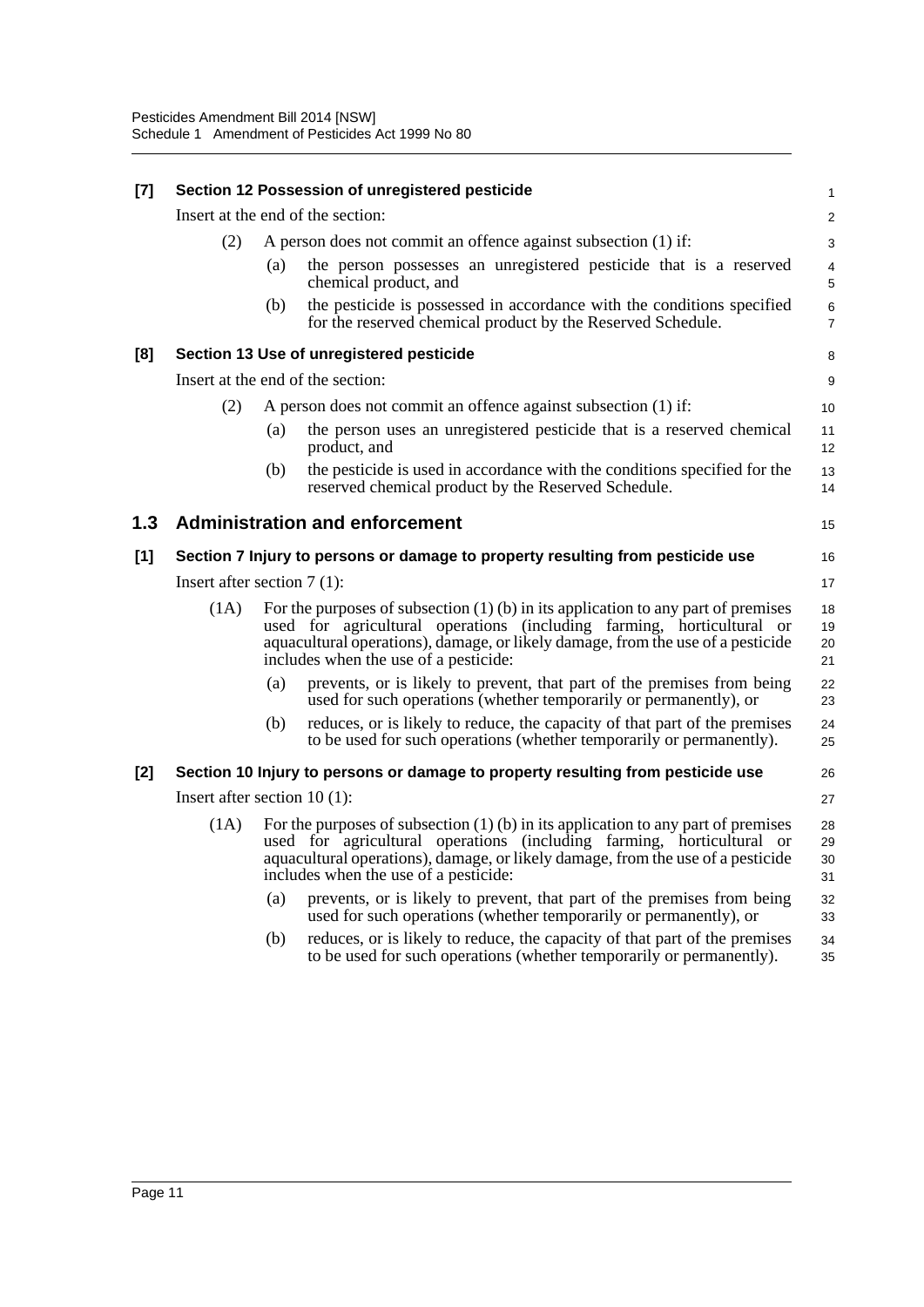**[7] Section 12 Possession of unregistered pesticide**

Insert at the end of the section:

(2) A person does not commit an offence against subsection (1) if:

(a) the person possesses an unregistered pesticide that is a reserved chemical product, and

(b) the pesticide is possessed in accordance with the conditions specified for the reserved chemical product by the Reserved Schedule.

**[8] Section 13 Use of unregistered pesticide**

Insert at the end of the section:

(2) A person does not commit an offence against subsection (1) if:

(a) the person uses an unregistered pesticide that is a reserved chemical product, and

(b) the pesticide is used in accordance with the conditions specified for the reserved chemical product by the Reserved Schedule.

## 1.3 Administration and enforcement

**[1] Section 7 Injury to persons or damage to property resulting from pesticide use**

Insert after section 7 (1):

(1A) For the purposes of subsection (1) (b) in its application to any part of premises used for agricultural operations (including farming, horticultural or aquacultural operations), damage, or likely damage, from the use of a pesticide includes when the use of a pesticide:

(a) prevents, or is likely to prevent, that part of the premises from being used for such operations (whether temporarily or permanently), or

(b) reduces, or is likely to reduce, the capacity of that part of the premises to be used for such operations (whether temporarily or permanently).

**[2] Section 10 Injury to persons or damage to property resulting from pesticide use**

Insert after section 10 (1):

(1A) For the purposes of subsection (1) (b) in its application to any part of premises used for agricultural operations (including farming, horticultural or aquacultural operations), damage, or likely damage, from the use of a pesticide includes when the use of a pesticide:

(a) prevents, or is likely to prevent, that part of the premises from being used for such operations (whether temporarily or permanently), or

(b) reduces, or is likely to reduce, the capacity of that part of the premises to be used for such operations (whether temporarily or permanently).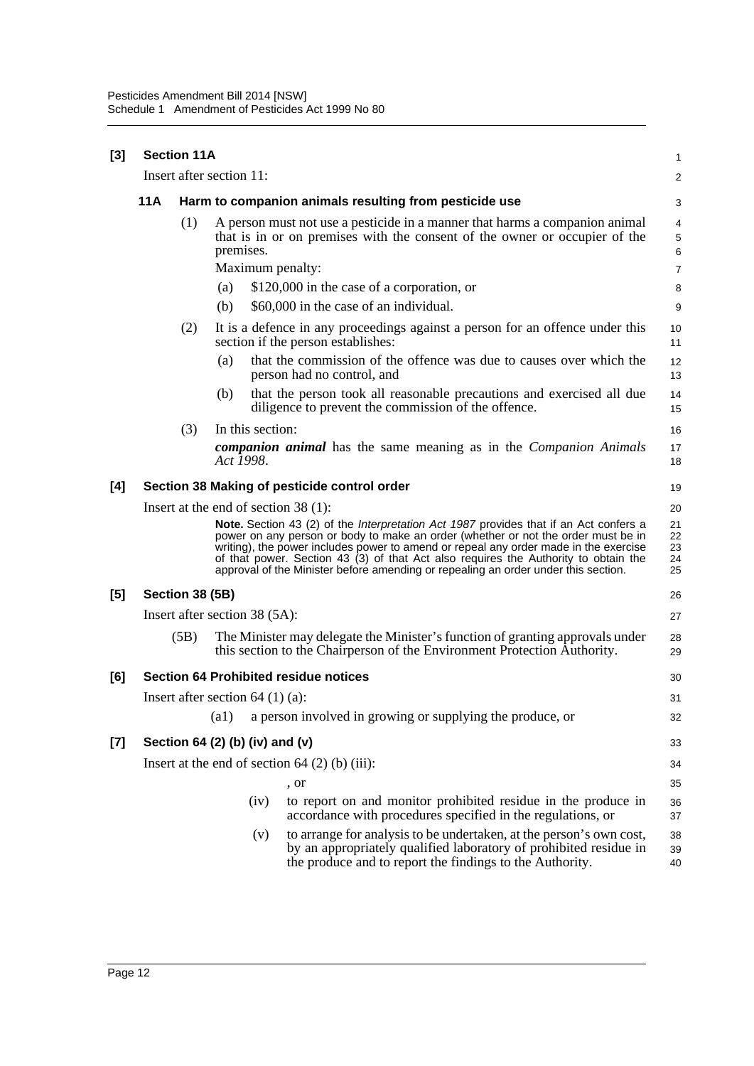**[3] Section 11A**

Insert after section 11:

**11A Harm to companion animals resulting from pesticide use**

(1) A person must not use a pesticide in a manner that harms a companion animal that is in or on premises with the consent of the owner or occupier of the premises.

Maximum penalty:

(a) $120,000 in the case of a corporation, or

(b) $60,000 in the case of an individual.

(2) It is a defence in any proceedings against a person for an offence under this section if the person establishes:

(a) that the commission of the offence was due to causes over which the person had no control, and

(b) that the person took all reasonable precautions and exercised all due diligence to prevent the commission of the offence.

(3) In this section:

***companion animal*** has the same meaning as in the *Companion Animals Act 1998*.

**[4] Section 38 Making of pesticide control order**

Insert at the end of section 38 (1):

**Note.** Section 43 (2) of the *Interpretation Act 1987* provides that if an Act confers a power on any person or body to make an order (whether or not the order must be in writing), the power includes power to amend or repeal any order made in the exercise of that power. Section 43 (3) of that Act also requires the Authority to obtain the approval of the Minister before amending or repealing an order under this section.

**[5] Section 38 (5B)**

Insert after section 38 (5A):

(5B) The Minister may delegate the Minister's function of granting approvals under this section to the Chairperson of the Environment Protection Authority.

**[6] Section 64 Prohibited residue notices**

Insert after section 64 (1) (a):

(a1) a person involved in growing or supplying the produce, or

**[7] Section 64 (2) (b) (iv) and (v)**

Insert at the end of section 64 (2) (b) (iii):

, or

(iv) to report on and monitor prohibited residue in the produce in accordance with procedures specified in the regulations, or

(v) to arrange for analysis to be undertaken, at the person's own cost, by an appropriately qualified laboratory of prohibited residue in the produce and to report the findings to the Authority.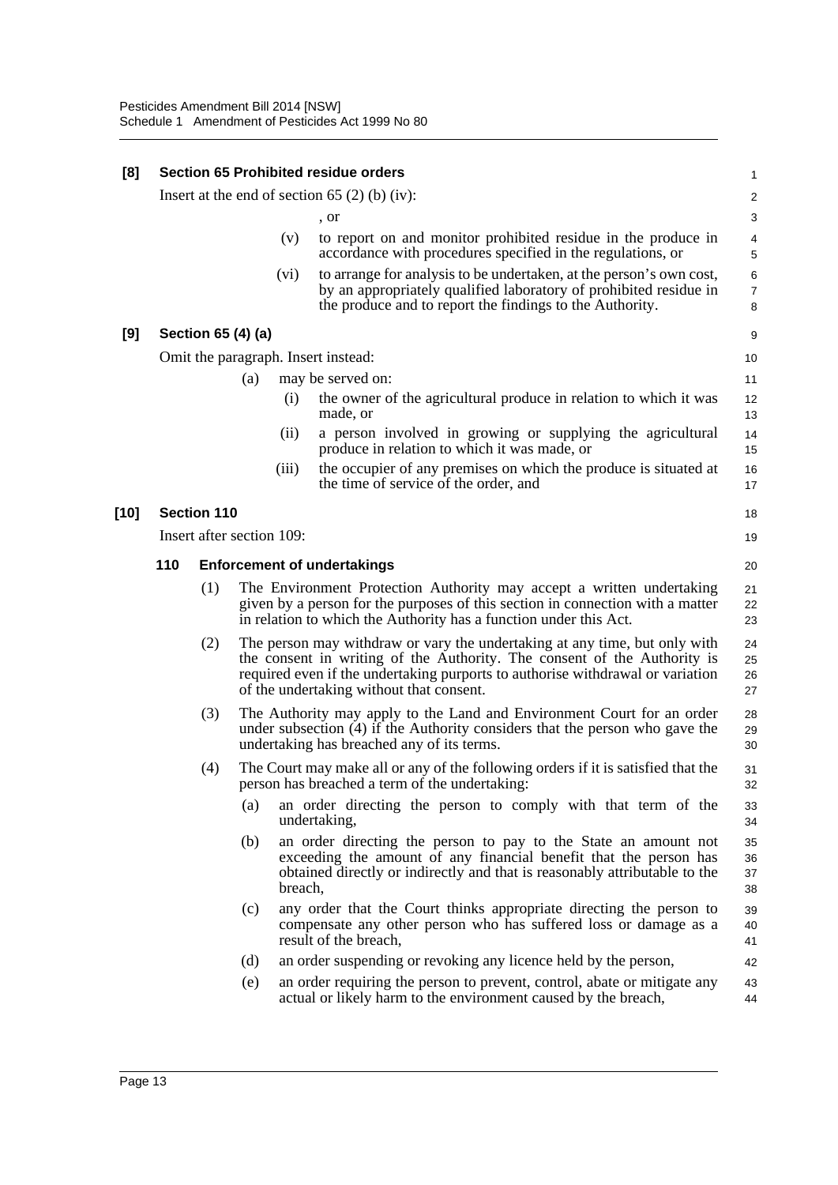**[8] Section 65 Prohibited residue orders**

Insert at the end of section 65 (2) (b) (iv):

, or

(v) to report on and monitor prohibited residue in the produce in accordance with procedures specified in the regulations, or

(vi) to arrange for analysis to be undertaken, at the person's own cost, by an appropriately qualified laboratory of prohibited residue in the produce and to report the findings to the Authority.

**[9] Section 65 (4) (a)**

Omit the paragraph. Insert instead:

(a) may be served on:

(i) the owner of the agricultural produce in relation to which it was made, or

(ii) a person involved in growing or supplying the agricultural produce in relation to which it was made, or

(iii) the occupier of any premises on which the produce is situated at the time of service of the order, and

**[10] Section 110**

Insert after section 109:

**110 Enforcement of undertakings**

(1) The Environment Protection Authority may accept a written undertaking given by a person for the purposes of this section in connection with a matter in relation to which the Authority has a function under this Act.

(2) The person may withdraw or vary the undertaking at any time, but only with the consent in writing of the Authority. The consent of the Authority is required even if the undertaking purports to authorise withdrawal or variation of the undertaking without that consent.

(3) The Authority may apply to the Land and Environment Court for an order under subsection (4) if the Authority considers that the person who gave the undertaking has breached any of its terms.

(4) The Court may make all or any of the following orders if it is satisfied that the person has breached a term of the undertaking:

(a) an order directing the person to comply with that term of the undertaking,

(b) an order directing the person to pay to the State an amount not exceeding the amount of any financial benefit that the person has obtained directly or indirectly and that is reasonably attributable to the breach,

(c) any order that the Court thinks appropriate directing the person to compensate any other person who has suffered loss or damage as a result of the breach,

(d) an order suspending or revoking any licence held by the person,

(e) an order requiring the person to prevent, control, abate or mitigate any actual or likely harm to the environment caused by the breach,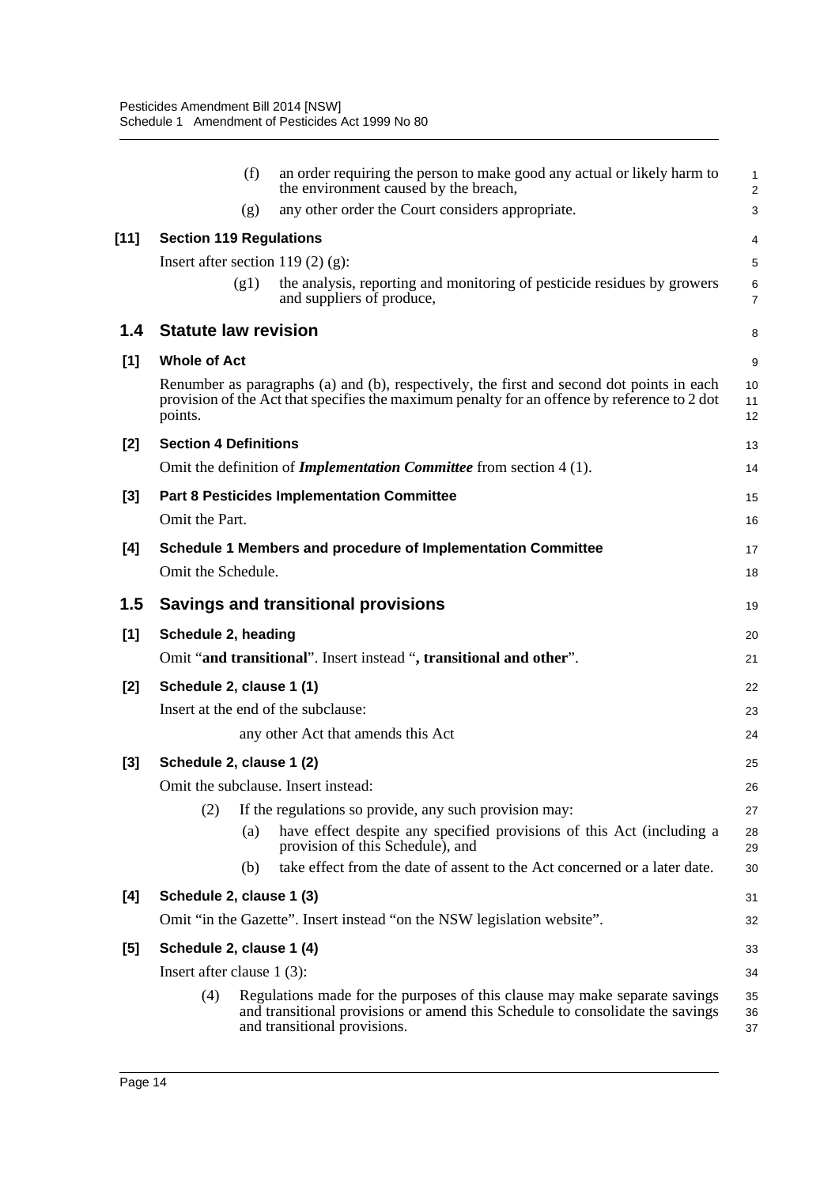(f) an order requiring the person to make good any actual or likely harm to the environment caused by the breach,

(g) any other order the Court considers appropriate.

**[11] Section 119 Regulations**

Insert after section 119 (2) (g):

(g1) the analysis, reporting and monitoring of pesticide residues by growers and suppliers of produce,

## 1.4 Statute law revision

**[1] Whole of Act**

Renumber as paragraphs (a) and (b), respectively, the first and second dot points in each provision of the Act that specifies the maximum penalty for an offence by reference to 2 dot points.

**[2] Section 4 Definitions**

Omit the definition of ***Implementation Committee*** from section 4 (1).

**[3] Part 8 Pesticides Implementation Committee**

Omit the Part.

**[4] Schedule 1 Members and procedure of Implementation Committee**

Omit the Schedule.

## 1.5 Savings and transitional provisions

**[1] Schedule 2, heading**

Omit "**and transitional**". Insert instead "**, transitional and other**".

**[2] Schedule 2, clause 1 (1)**

Insert at the end of the subclause:

any other Act that amends this Act

**[3] Schedule 2, clause 1 (2)**

Omit the subclause. Insert instead:

(2) If the regulations so provide, any such provision may:

(a) have effect despite any specified provisions of this Act (including a provision of this Schedule), and

(b) take effect from the date of assent to the Act concerned or a later date.

**[4] Schedule 2, clause 1 (3)**

Omit "in the Gazette". Insert instead "on the NSW legislation website".

**[5] Schedule 2, clause 1 (4)**

Insert after clause 1 (3):

(4) Regulations made for the purposes of this clause may make separate savings and transitional provisions or amend this Schedule to consolidate the savings and transitional provisions.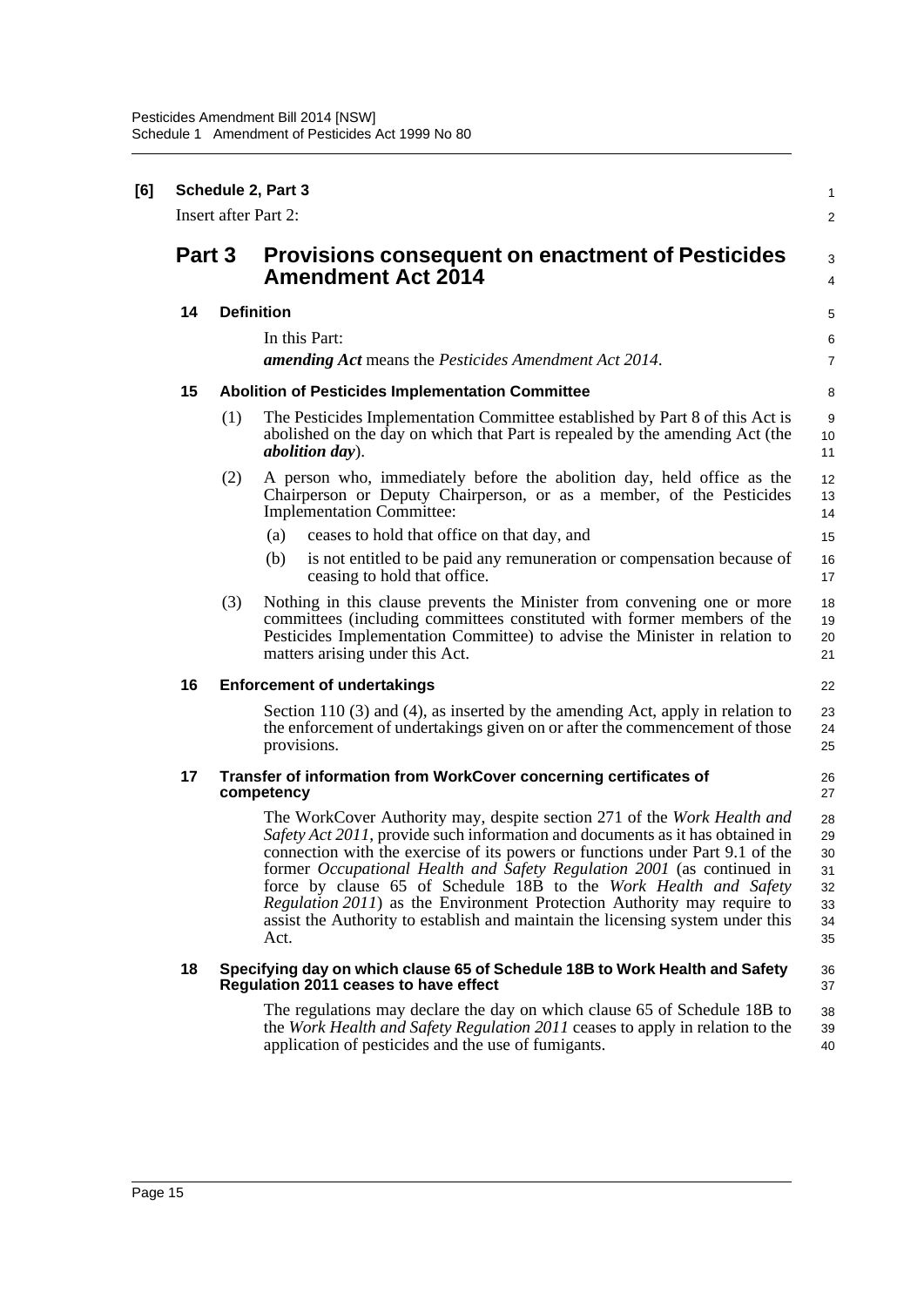**[6] Schedule 2, Part 3**

Insert after Part 2:

## Part 3 Provisions consequent on enactment of Pesticides Amendment Act 2014

### 14 Definition

In this Part:

***amending Act*** means the *Pesticides Amendment Act 2014*.

### 15 Abolition of Pesticides Implementation Committee

(1) The Pesticides Implementation Committee established by Part 8 of this Act is abolished on the day on which that Part is repealed by the amending Act (the ***abolition day***).

(2) A person who, immediately before the abolition day, held office as the Chairperson or Deputy Chairperson, or as a member, of the Pesticides Implementation Committee:

(a) ceases to hold that office on that day, and

(b) is not entitled to be paid any remuneration or compensation because of ceasing to hold that office.

(3) Nothing in this clause prevents the Minister from convening one or more committees (including committees constituted with former members of the Pesticides Implementation Committee) to advise the Minister in relation to matters arising under this Act.

### 16 Enforcement of undertakings

Section 110 (3) and (4), as inserted by the amending Act, apply in relation to the enforcement of undertakings given on or after the commencement of those provisions.

### 17 Transfer of information from WorkCover concerning certificates of competency

The WorkCover Authority may, despite section 271 of the *Work Health and Safety Act 2011*, provide such information and documents as it has obtained in connection with the exercise of its powers or functions under Part 9.1 of the former *Occupational Health and Safety Regulation 2001* (as continued in force by clause 65 of Schedule 18B to the *Work Health and Safety Regulation 2011*) as the Environment Protection Authority may require to assist the Authority to establish and maintain the licensing system under this Act.

### 18 Specifying day on which clause 65 of Schedule 18B to Work Health and Safety Regulation 2011 ceases to have effect

The regulations may declare the day on which clause 65 of Schedule 18B to the *Work Health and Safety Regulation 2011* ceases to apply in relation to the application of pesticides and the use of fumigants.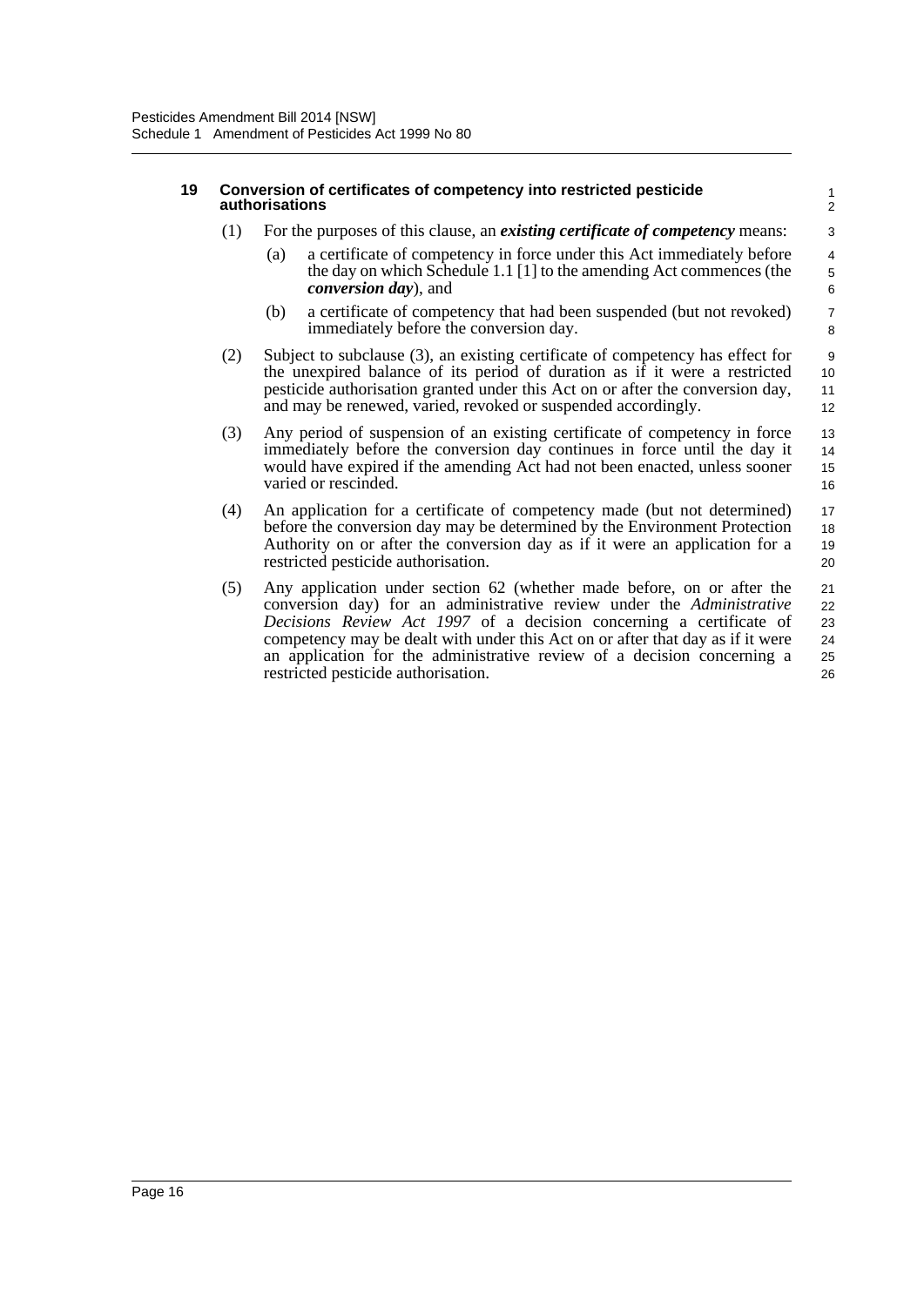#### 19 Conversion of certificates of competency into restricted pesticide authorisations

(1) For the purposes of this clause, an ***existing certificate of competency*** means:

(a) a certificate of competency in force under this Act immediately before the day on which Schedule 1.1 [1] to the amending Act commences (the ***conversion day***), and

(b) a certificate of competency that had been suspended (but not revoked) immediately before the conversion day.

(2) Subject to subclause (3), an existing certificate of competency has effect for the unexpired balance of its period of duration as if it were a restricted pesticide authorisation granted under this Act on or after the conversion day, and may be renewed, varied, revoked or suspended accordingly.

(3) Any period of suspension of an existing certificate of competency in force immediately before the conversion day continues in force until the day it would have expired if the amending Act had not been enacted, unless sooner varied or rescinded.

(4) An application for a certificate of competency made (but not determined) before the conversion day may be determined by the Environment Protection Authority on or after the conversion day as if it were an application for a restricted pesticide authorisation.

(5) Any application under section 62 (whether made before, on or after the conversion day) for an administrative review under the *Administrative Decisions Review Act 1997* of a decision concerning a certificate of competency may be dealt with under this Act on or after that day as if it were an application for the administrative review of a decision concerning a restricted pesticide authorisation.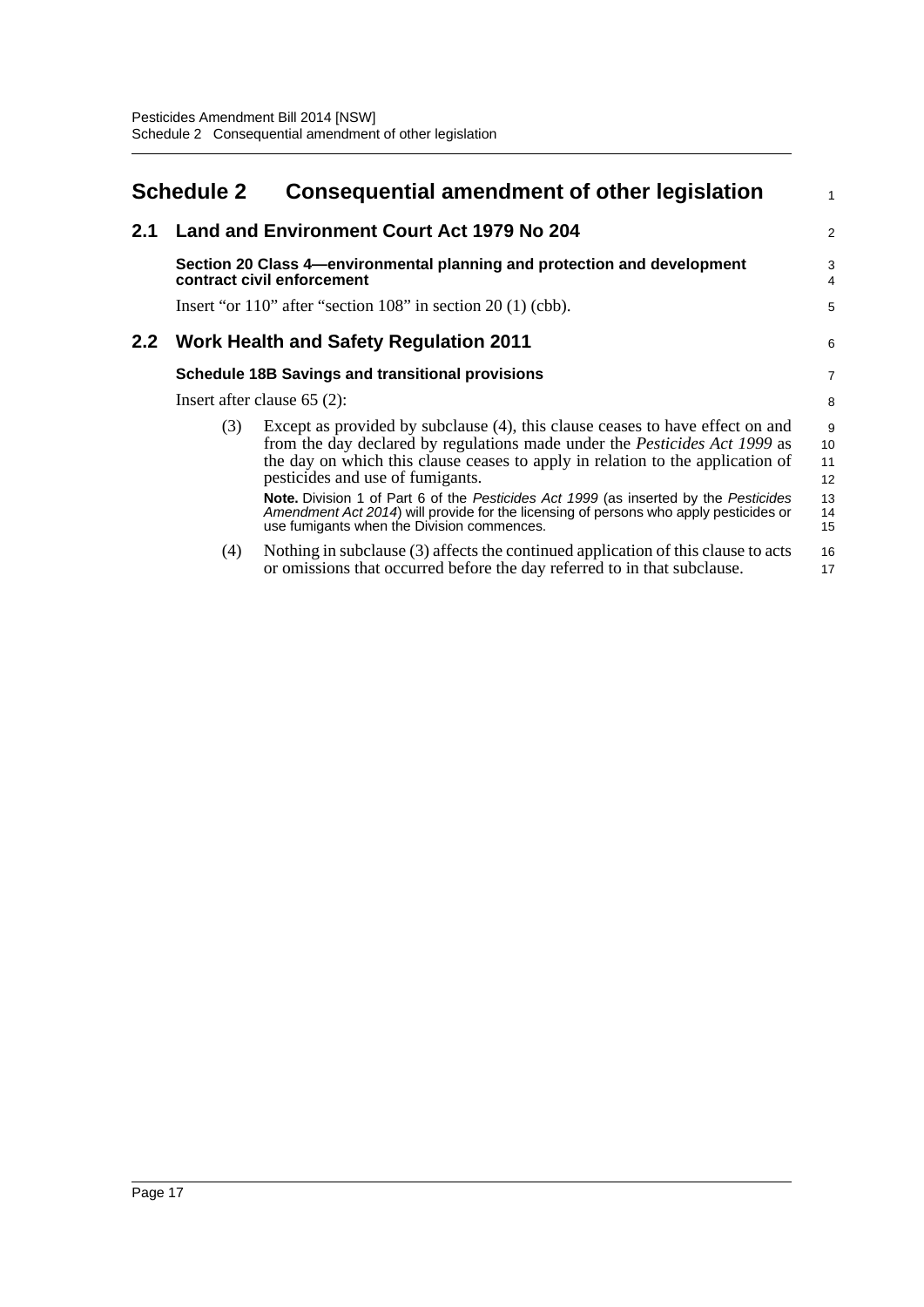# Schedule 2 Consequential amendment of other legislation

## 2.1 Land and Environment Court Act 1979 No 204

### Section 20 Class 4—environmental planning and protection and development contract civil enforcement

Insert "or 110" after "section 108" in section 20 (1) (cbb).

## 2.2 Work Health and Safety Regulation 2011

### Schedule 18B Savings and transitional provisions

Insert after clause 65 (2):

(3) Except as provided by subclause (4), this clause ceases to have effect on and from the day declared by regulations made under the *Pesticides Act 1999* as the day on which this clause ceases to apply in relation to the application of pesticides and use of fumigants.

**Note.** Division 1 of Part 6 of the *Pesticides Act 1999* (as inserted by the *Pesticides Amendment Act 2014*) will provide for the licensing of persons who apply pesticides or use fumigants when the Division commences.

(4) Nothing in subclause (3) affects the continued application of this clause to acts or omissions that occurred before the day referred to in that subclause.